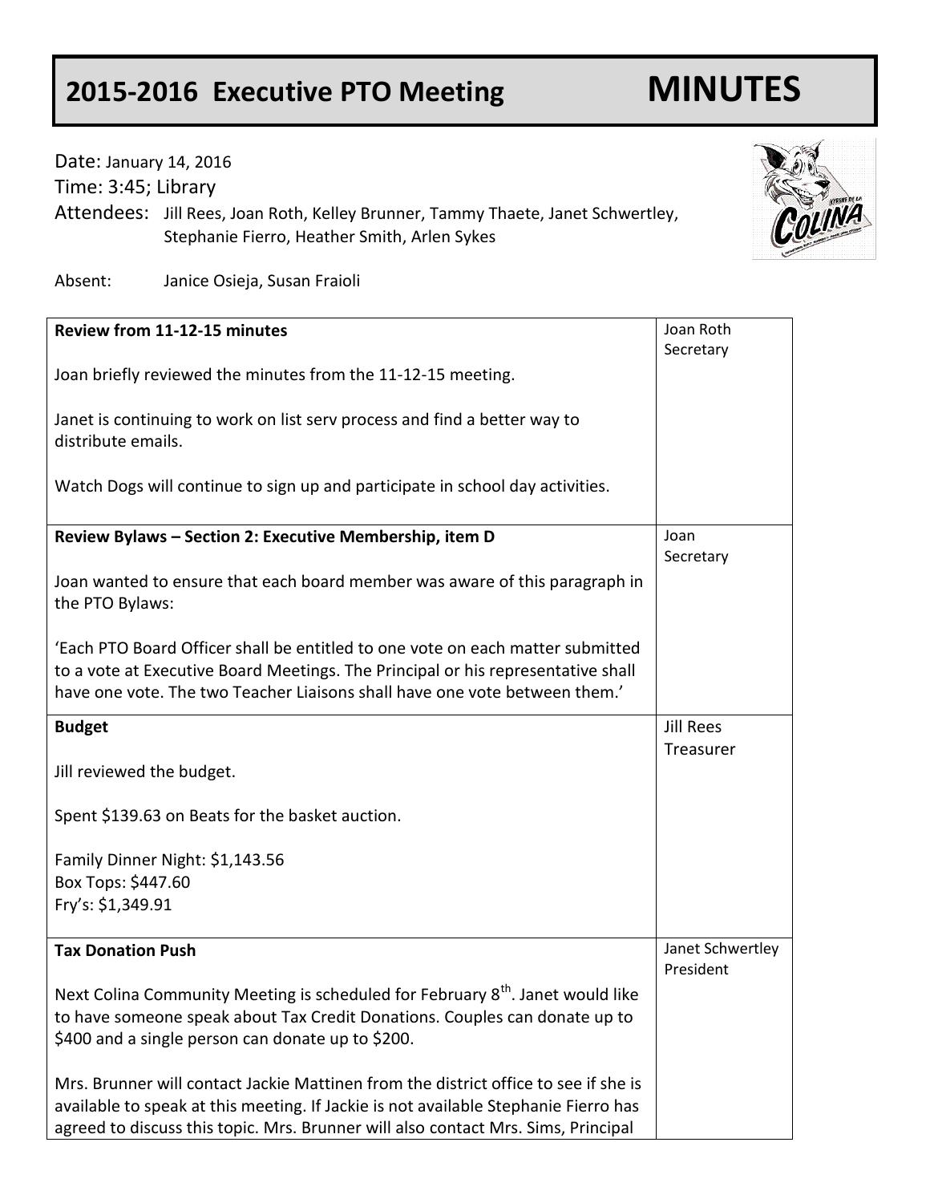# 2015-2016 Executive PTO Meeting MINUTES

Date: January 14, 2016
Time: 3:45; Library
Attendees: Jill Rees, Joan Roth, Kelley Brunner, Tammy Thaete, Janet Schwertley, Stephanie Fierro, Heather Smith, Arlen Sykes

Absent: Janice Osieja, Susan Fraioli

| | |
|---|---|
| **Review from 11-12-15 minutes**<br><br>Joan briefly reviewed the minutes from the 11-12-15 meeting.<br><br>Janet is continuing to work on list serv process and find a better way to distribute emails.<br><br>Watch Dogs will continue to sign up and participate in school day activities. | Joan Roth<br>Secretary |
| **Review Bylaws – Section 2: Executive Membership, item D**<br><br>Joan wanted to ensure that each board member was aware of this paragraph in the PTO Bylaws:<br><br>'Each PTO Board Officer shall be entitled to one vote on each matter submitted to a vote at Executive Board Meetings. The Principal or his representative shall have one vote. The two Teacher Liaisons shall have one vote between them.' | Joan<br>Secretary |
| **Budget**<br><br>Jill reviewed the budget.<br><br>Spent $139.63 on Beats for the basket auction.<br><br>Family Dinner Night: $1,143.56<br>Box Tops: $447.60<br>Fry's: $1,349.91 | Jill Rees<br>Treasurer |
| **Tax Donation Push**<br><br>Next Colina Community Meeting is scheduled for February 8th. Janet would like to have someone speak about Tax Credit Donations. Couples can donate up to $400 and a single person can donate up to $200.<br><br>Mrs. Brunner will contact Jackie Mattinen from the district office to see if she is available to speak at this meeting. If Jackie is not available Stephanie Fierro has agreed to discuss this topic. Mrs. Brunner will also contact Mrs. Sims, Principal | Janet Schwertley<br>President |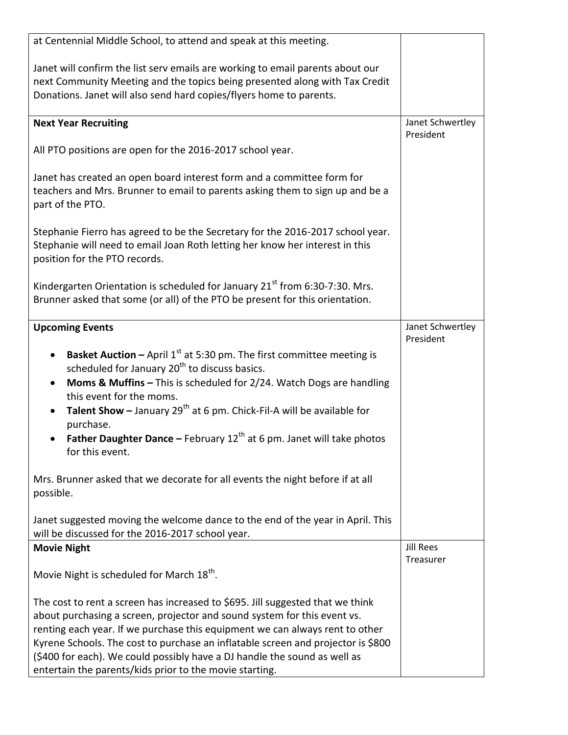| | |
|---|---|
| at Centennial Middle School, to attend and speak at this meeting.<br><br>Janet will confirm the list serv emails are working to email parents about our next Community Meeting and the topics being presented along with Tax Credit Donations. Janet will also send hard copies/flyers home to parents. | |
| **Next Year Recruiting**<br><br>All PTO positions are open for the 2016-2017 school year.<br><br>Janet has created an open board interest form and a committee form for teachers and Mrs. Brunner to email to parents asking them to sign up and be a part of the PTO.<br><br>Stephanie Fierro has agreed to be the Secretary for the 2016-2017 school year. Stephanie will need to email Joan Roth letting her know her interest in this position for the PTO records.<br><br>Kindergarten Orientation is scheduled for January 21st from 6:30-7:30. Mrs. Brunner asked that some (or all) of the PTO be present for this orientation. | Janet Schwertley President |
| **Upcoming Events**<br><br>• **Basket Auction –** April 1st at 5:30 pm. The first committee meeting is scheduled for January 20th to discuss basics.<br>• **Moms & Muffins –** This is scheduled for 2/24. Watch Dogs are handling this event for the moms.<br>• **Talent Show –** January 29th at 6 pm. Chick-Fil-A will be available for purchase.<br>• **Father Daughter Dance –** February 12th at 6 pm. Janet will take photos for this event.<br><br>Mrs. Brunner asked that we decorate for all events the night before if at all possible.<br><br>Janet suggested moving the welcome dance to the end of the year in April. This will be discussed for the 2016-2017 school year. | Janet Schwertley President |
| **Movie Night**<br><br>Movie Night is scheduled for March 18th.<br><br>The cost to rent a screen has increased to $695. Jill suggested that we think about purchasing a screen, projector and sound system for this event vs. renting each year. If we purchase this equipment we can always rent to other Kyrene Schools. The cost to purchase an inflatable screen and projector is $800 ($400 for each). We could possibly have a DJ handle the sound as well as entertain the parents/kids prior to the movie starting. | Jill Rees Treasurer |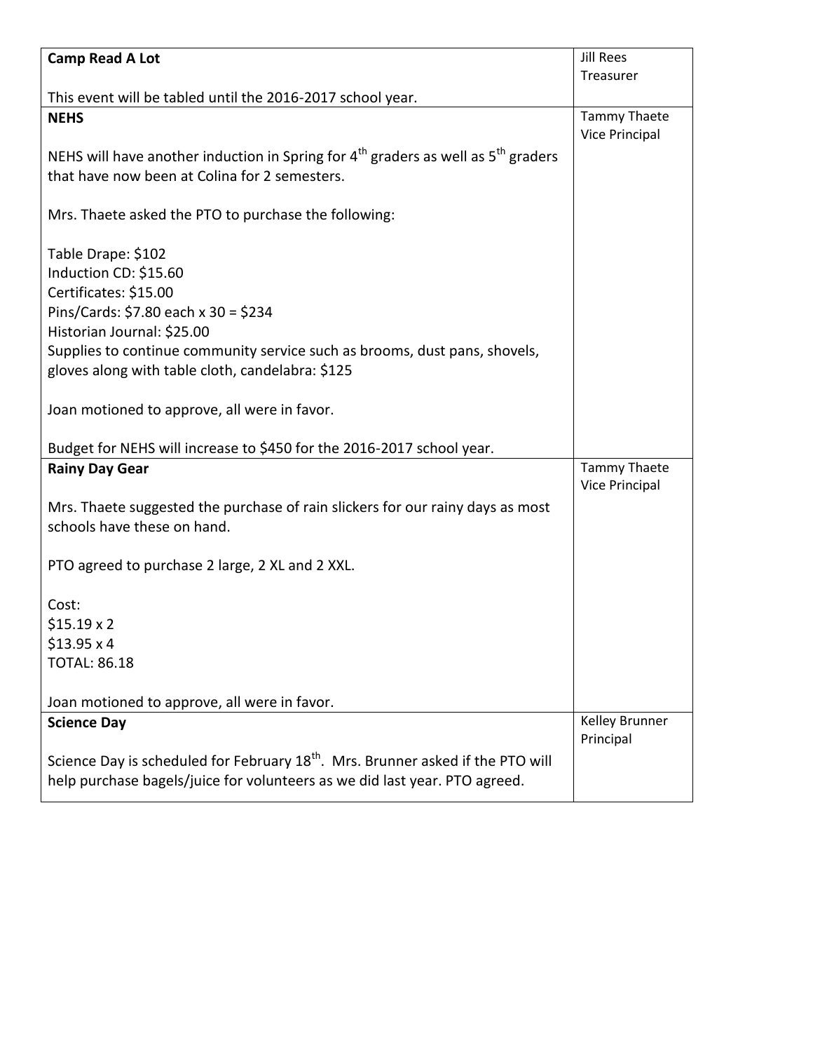| | |
|---|---|
| **Camp Read A Lot**<br><br>This event will be tabled until the 2016-2017 school year. | Jill Rees<br>Treasurer |
| **NEHS**<br><br>NEHS will have another induction in Spring for 4th graders as well as 5th graders that have now been at Colina for 2 semesters.<br><br>Mrs. Thaete asked the PTO to purchase the following:<br><br>Table Drape: $102<br>Induction CD: $15.60<br>Certificates: $15.00<br>Pins/Cards: $7.80 each x 30 = $234<br>Historian Journal: $25.00<br>Supplies to continue community service such as brooms, dust pans, shovels, gloves along with table cloth, candelabra: $125<br><br>Joan motioned to approve, all were in favor.<br><br>Budget for NEHS will increase to $450 for the 2016-2017 school year. | Tammy Thaete<br>Vice Principal |
| **Rainy Day Gear**<br><br>Mrs. Thaete suggested the purchase of rain slickers for our rainy days as most schools have these on hand.<br><br>PTO agreed to purchase 2 large, 2 XL and 2 XXL.<br><br>Cost:<br>$15.19 x 2<br>$13.95 x 4<br>TOTAL: 86.18<br><br>Joan motioned to approve, all were in favor. | Tammy Thaete<br>Vice Principal |
| **Science Day**<br><br>Science Day is scheduled for February 18th. Mrs. Brunner asked if the PTO will help purchase bagels/juice for volunteers as we did last year. PTO agreed. | Kelley Brunner<br>Principal |